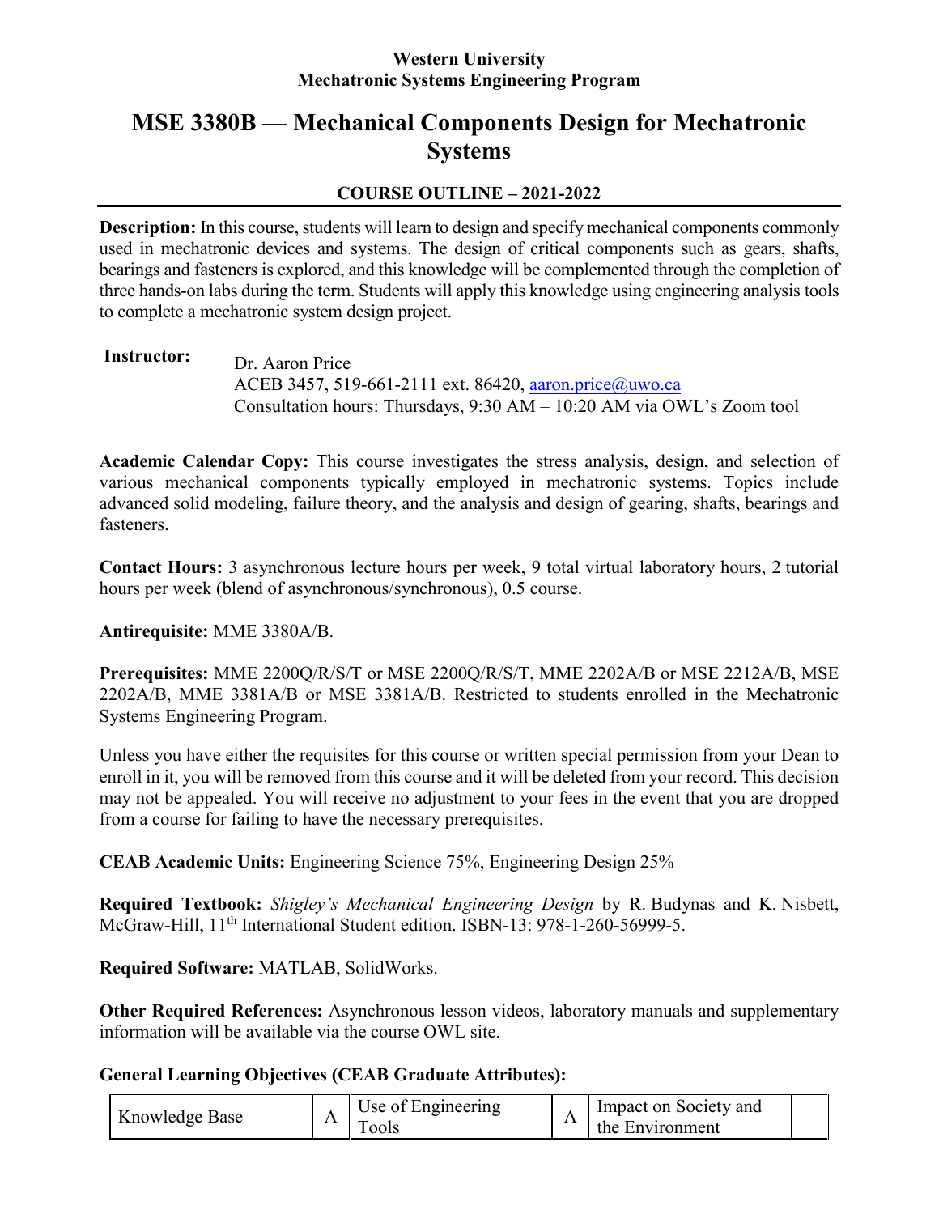**Western University**
**Mechatronic Systems Engineering Program**

# MSE 3380B — Mechanical Components Design for Mechatronic Systems

## COURSE OUTLINE – 2021-2022

**Description:** In this course, students will learn to design and specify mechanical components commonly used in mechatronic devices and systems. The design of critical components such as gears, shafts, bearings and fasteners is explored, and this knowledge will be complemented through the completion of three hands-on labs during the term. Students will apply this knowledge using engineering analysis tools to complete a mechatronic system design project.

**Instructor:** Dr. Aaron Price
ACEB 3457, 519-661-2111 ext. 86420, aaron.price@uwo.ca
Consultation hours: Thursdays, 9:30 AM – 10:20 AM via OWL's Zoom tool

**Academic Calendar Copy:** This course investigates the stress analysis, design, and selection of various mechanical components typically employed in mechatronic systems. Topics include advanced solid modeling, failure theory, and the analysis and design of gearing, shafts, bearings and fasteners.

**Contact Hours:** 3 asynchronous lecture hours per week, 9 total virtual laboratory hours, 2 tutorial hours per week (blend of asynchronous/synchronous), 0.5 course.

**Antirequisite:** MME 3380A/B.

**Prerequisites:** MME 2200Q/R/S/T or MSE 2200Q/R/S/T, MME 2202A/B or MSE 2212A/B, MSE 2202A/B, MME 3381A/B or MSE 3381A/B. Restricted to students enrolled in the Mechatronic Systems Engineering Program.

Unless you have either the requisites for this course or written special permission from your Dean to enroll in it, you will be removed from this course and it will be deleted from your record. This decision may not be appealed. You will receive no adjustment to your fees in the event that you are dropped from a course for failing to have the necessary prerequisites.

**CEAB Academic Units:** Engineering Science 75%, Engineering Design 25%

**Required Textbook:** *Shigley's Mechanical Engineering Design* by R. Budynas and K. Nisbett, McGraw-Hill, 11th International Student edition. ISBN-13: 978-1-260-56999-5.

**Required Software:** MATLAB, SolidWorks.

**Other Required References:** Asynchronous lesson videos, laboratory manuals and supplementary information will be available via the course OWL site.

**General Learning Objectives (CEAB Graduate Attributes):**

| | | | | | |
|---|---|---|---|---|---|
| Knowledge Base | A | Use of Engineering Tools | A | Impact on Society and the Environment | |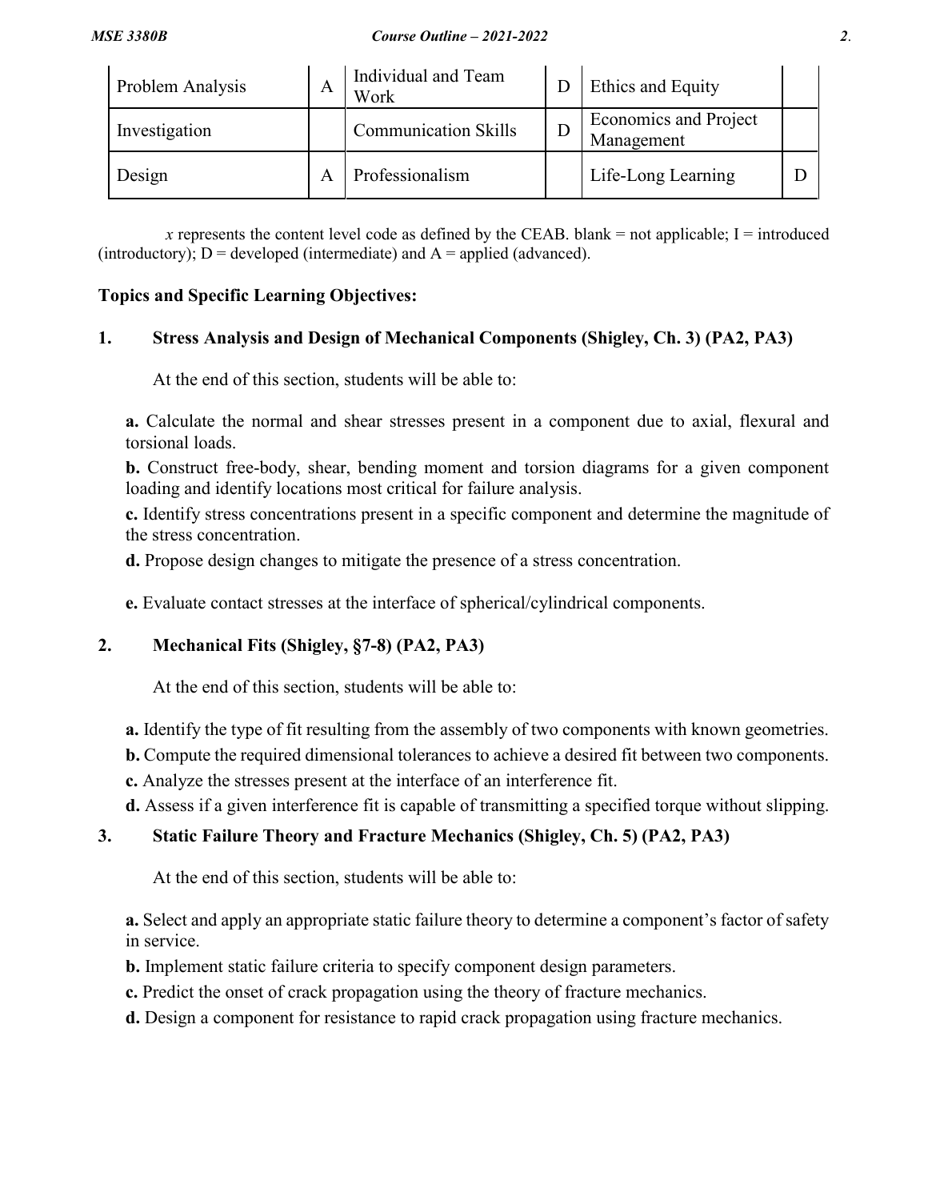| | | | | | |
|---|---|---|---|---|---|
| Problem Analysis | A | Individual and Team Work | D | Ethics and Equity | |
| Investigation | | Communication Skills | D | Economics and Project Management | |
| Design | A | Professionalism | | Life-Long Learning | D |

*x* represents the content level code as defined by the CEAB. blank = not applicable; I = introduced (introductory); D = developed (intermediate) and A = applied (advanced).

**Topics and Specific Learning Objectives:**

**1. Stress Analysis and Design of Mechanical Components (Shigley, Ch. 3) (PA2, PA3)**

At the end of this section, students will be able to:

**a.** Calculate the normal and shear stresses present in a component due to axial, flexural and torsional loads.

**b.** Construct free-body, shear, bending moment and torsion diagrams for a given component loading and identify locations most critical for failure analysis.

**c.** Identify stress concentrations present in a specific component and determine the magnitude of the stress concentration.

**d.** Propose design changes to mitigate the presence of a stress concentration.

**e.** Evaluate contact stresses at the interface of spherical/cylindrical components.

**2. Mechanical Fits (Shigley, §7-8) (PA2, PA3)**

At the end of this section, students will be able to:

**a.** Identify the type of fit resulting from the assembly of two components with known geometries.

**b.** Compute the required dimensional tolerances to achieve a desired fit between two components.

**c.** Analyze the stresses present at the interface of an interference fit.

**d.** Assess if a given interference fit is capable of transmitting a specified torque without slipping.

**3. Static Failure Theory and Fracture Mechanics (Shigley, Ch. 5) (PA2, PA3)**

At the end of this section, students will be able to:

**a.** Select and apply an appropriate static failure theory to determine a component's factor of safety in service.

**b.** Implement static failure criteria to specify component design parameters.

**c.** Predict the onset of crack propagation using the theory of fracture mechanics.

**d.** Design a component for resistance to rapid crack propagation using fracture mechanics.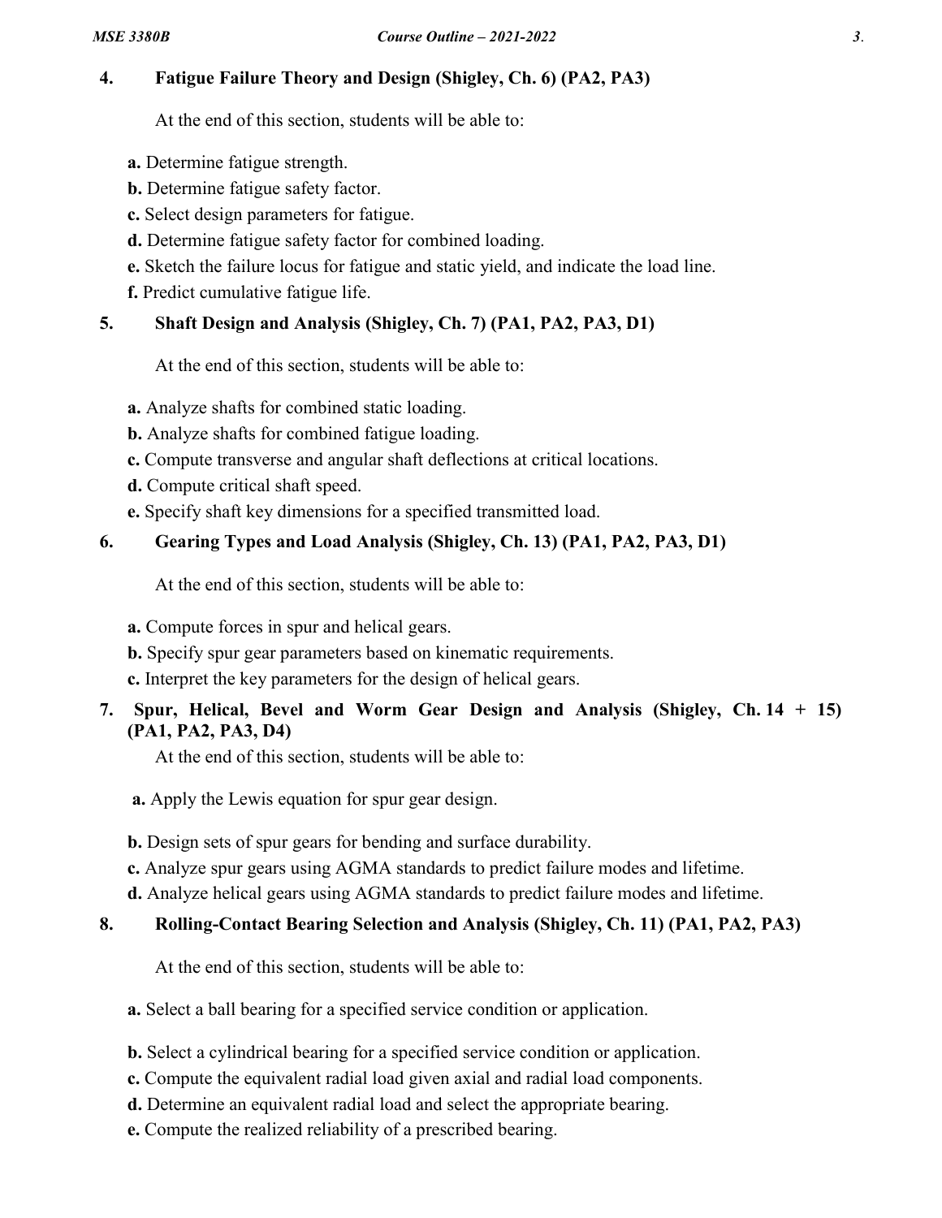### 4. Fatigue Failure Theory and Design (Shigley, Ch. 6) (PA2, PA3)

At the end of this section, students will be able to:

**a.** Determine fatigue strength.

**b.** Determine fatigue safety factor.

**c.** Select design parameters for fatigue.

**d.** Determine fatigue safety factor for combined loading.

**e.** Sketch the failure locus for fatigue and static yield, and indicate the load line.

**f.** Predict cumulative fatigue life.

### 5. Shaft Design and Analysis (Shigley, Ch. 7) (PA1, PA2, PA3, D1)

At the end of this section, students will be able to:

**a.** Analyze shafts for combined static loading.

**b.** Analyze shafts for combined fatigue loading.

**c.** Compute transverse and angular shaft deflections at critical locations.

**d.** Compute critical shaft speed.

**e.** Specify shaft key dimensions for a specified transmitted load.

### 6. Gearing Types and Load Analysis (Shigley, Ch. 13) (PA1, PA2, PA3, D1)

At the end of this section, students will be able to:

**a.** Compute forces in spur and helical gears.

**b.** Specify spur gear parameters based on kinematic requirements.

**c.** Interpret the key parameters for the design of helical gears.

### 7. Spur, Helical, Bevel and Worm Gear Design and Analysis (Shigley, Ch. 14 + 15) (PA1, PA2, PA3, D4)

At the end of this section, students will be able to:

**a.** Apply the Lewis equation for spur gear design.

**b.** Design sets of spur gears for bending and surface durability.

**c.** Analyze spur gears using AGMA standards to predict failure modes and lifetime.

**d.** Analyze helical gears using AGMA standards to predict failure modes and lifetime.

### 8. Rolling-Contact Bearing Selection and Analysis (Shigley, Ch. 11) (PA1, PA2, PA3)

At the end of this section, students will be able to:

**a.** Select a ball bearing for a specified service condition or application.

**b.** Select a cylindrical bearing for a specified service condition or application.

**c.** Compute the equivalent radial load given axial and radial load components.

**d.** Determine an equivalent radial load and select the appropriate bearing.

**e.** Compute the realized reliability of a prescribed bearing.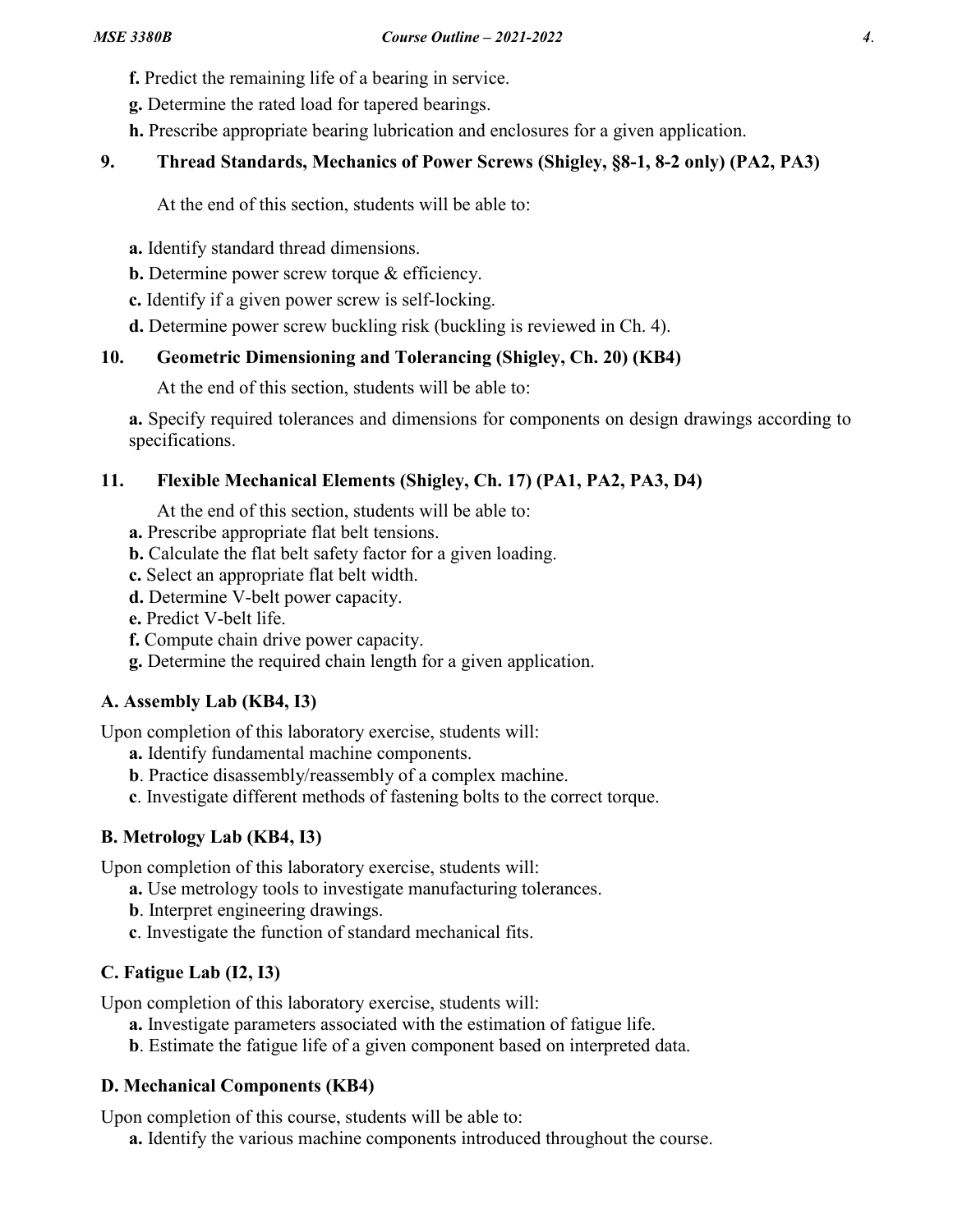**f.** Predict the remaining life of a bearing in service.

**g.** Determine the rated load for tapered bearings.

**h.** Prescribe appropriate bearing lubrication and enclosures for a given application.

### 9. Thread Standards, Mechanics of Power Screws (Shigley, §8-1, 8-2 only) (PA2, PA3)

At the end of this section, students will be able to:

**a.** Identify standard thread dimensions.

**b.** Determine power screw torque & efficiency.

**c.** Identify if a given power screw is self-locking.

**d.** Determine power screw buckling risk (buckling is reviewed in Ch. 4).

### 10. Geometric Dimensioning and Tolerancing (Shigley, Ch. 20) (KB4)

At the end of this section, students will be able to:

**a.** Specify required tolerances and dimensions for components on design drawings according to specifications.

### 11. Flexible Mechanical Elements (Shigley, Ch. 17) (PA1, PA2, PA3, D4)

At the end of this section, students will be able to:

**a.** Prescribe appropriate flat belt tensions.

**b.** Calculate the flat belt safety factor for a given loading.

**c.** Select an appropriate flat belt width.

**d.** Determine V-belt power capacity.

**e.** Predict V-belt life.

**f.** Compute chain drive power capacity.

**g.** Determine the required chain length for a given application.

### A. Assembly Lab (KB4, I3)

Upon completion of this laboratory exercise, students will:

**a.** Identify fundamental machine components.

**b**. Practice disassembly/reassembly of a complex machine.

**c**. Investigate different methods of fastening bolts to the correct torque.

### B. Metrology Lab (KB4, I3)

Upon completion of this laboratory exercise, students will:

**a.** Use metrology tools to investigate manufacturing tolerances.

**b**. Interpret engineering drawings.

**c**. Investigate the function of standard mechanical fits.

### C. Fatigue Lab (I2, I3)

Upon completion of this laboratory exercise, students will:

**a.** Investigate parameters associated with the estimation of fatigue life.

**b**. Estimate the fatigue life of a given component based on interpreted data.

### D. Mechanical Components (KB4)

Upon completion of this course, students will be able to:

**a.** Identify the various machine components introduced throughout the course.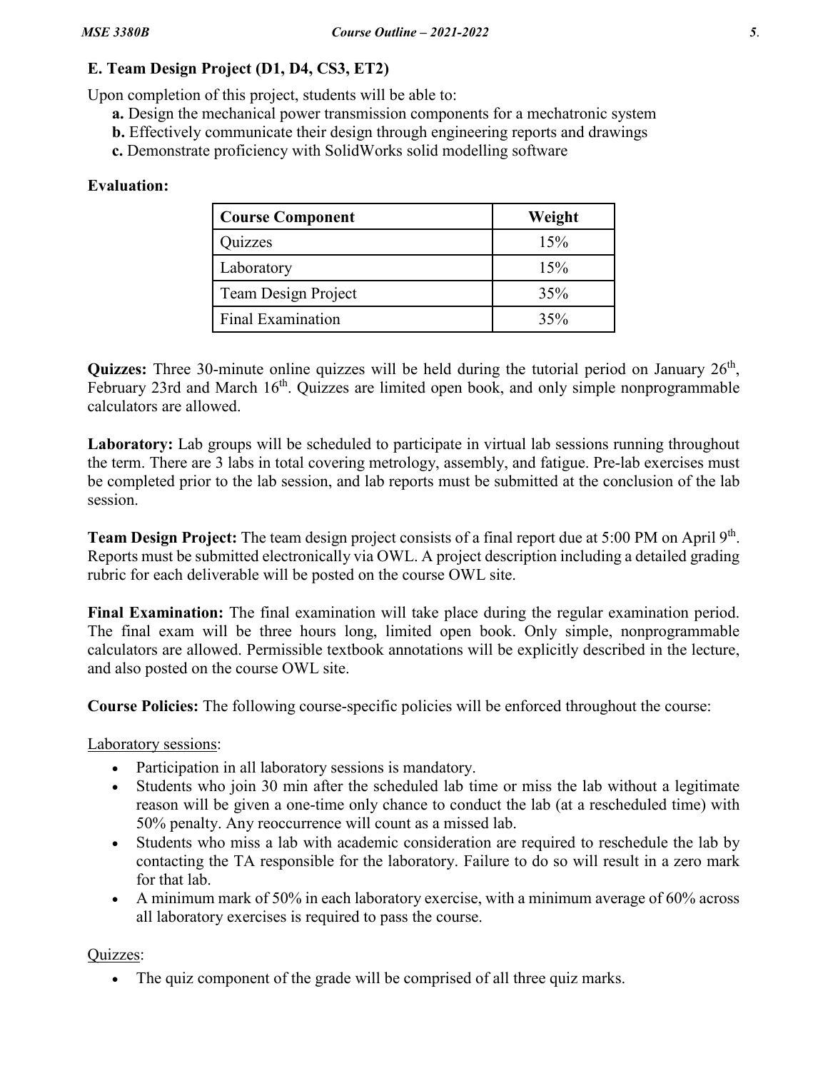## E. Team Design Project (D1, D4, CS3, ET2)

Upon completion of this project, students will be able to:

**a.** Design the mechanical power transmission components for a mechatronic system
**b.** Effectively communicate their design through engineering reports and drawings
**c.** Demonstrate proficiency with SolidWorks solid modelling software

**Evaluation:**

| Course Component | Weight |
|---|---|
| Quizzes | 15% |
| Laboratory | 15% |
| Team Design Project | 35% |
| Final Examination | 35% |

**Quizzes:** Three 30-minute online quizzes will be held during the tutorial period on January 26th, February 23rd and March 16th. Quizzes are limited open book, and only simple nonprogrammable calculators are allowed.

**Laboratory:** Lab groups will be scheduled to participate in virtual lab sessions running throughout the term. There are 3 labs in total covering metrology, assembly, and fatigue. Pre-lab exercises must be completed prior to the lab session, and lab reports must be submitted at the conclusion of the lab session.

**Team Design Project:** The team design project consists of a final report due at 5:00 PM on April 9th. Reports must be submitted electronically via OWL. A project description including a detailed grading rubric for each deliverable will be posted on the course OWL site.

**Final Examination:** The final examination will take place during the regular examination period. The final exam will be three hours long, limited open book. Only simple, nonprogrammable calculators are allowed. Permissible textbook annotations will be explicitly described in the lecture, and also posted on the course OWL site.

**Course Policies:** The following course-specific policies will be enforced throughout the course:

<u>Laboratory sessions</u>:

- Participation in all laboratory sessions is mandatory.
- Students who join 30 min after the scheduled lab time or miss the lab without a legitimate reason will be given a one-time only chance to conduct the lab (at a rescheduled time) with 50% penalty. Any reoccurrence will count as a missed lab.
- Students who miss a lab with academic consideration are required to reschedule the lab by contacting the TA responsible for the laboratory. Failure to do so will result in a zero mark for that lab.
- A minimum mark of 50% in each laboratory exercise, with a minimum average of 60% across all laboratory exercises is required to pass the course.

<u>Quizzes</u>:

- The quiz component of the grade will be comprised of all three quiz marks.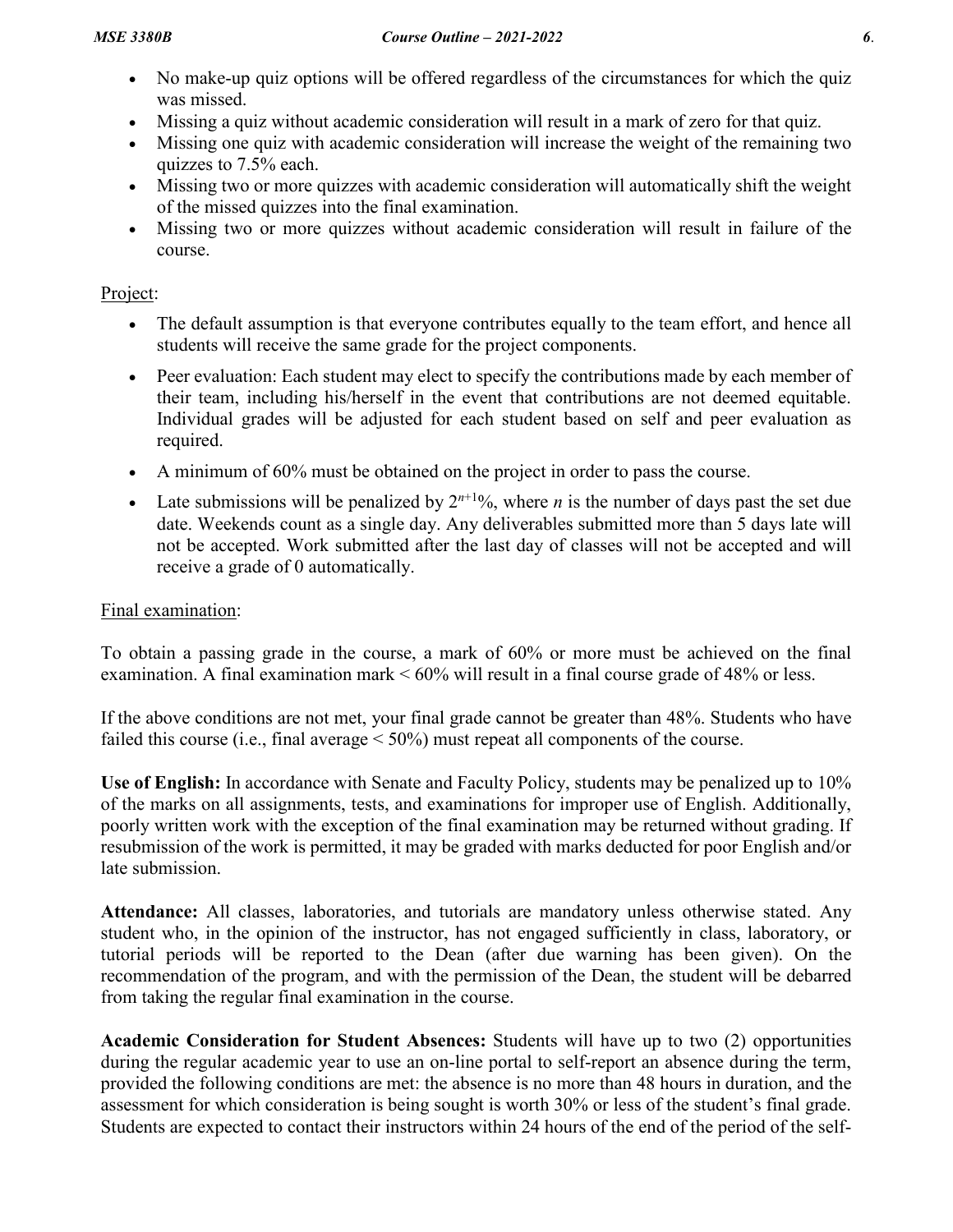- No make-up quiz options will be offered regardless of the circumstances for which the quiz was missed.
- Missing a quiz without academic consideration will result in a mark of zero for that quiz.
- Missing one quiz with academic consideration will increase the weight of the remaining two quizzes to 7.5% each.
- Missing two or more quizzes with academic consideration will automatically shift the weight of the missed quizzes into the final examination.
- Missing two or more quizzes without academic consideration will result in failure of the course.

Project:

- The default assumption is that everyone contributes equally to the team effort, and hence all students will receive the same grade for the project components.
- Peer evaluation: Each student may elect to specify the contributions made by each member of their team, including his/herself in the event that contributions are not deemed equitable. Individual grades will be adjusted for each student based on self and peer evaluation as required.
- A minimum of 60% must be obtained on the project in order to pass the course.
- Late submissions will be penalized by $2^{n+1}$%, where $n$ is the number of days past the set due date. Weekends count as a single day. Any deliverables submitted more than 5 days late will not be accepted. Work submitted after the last day of classes will not be accepted and will receive a grade of 0 automatically.

Final examination:

To obtain a passing grade in the course, a mark of 60% or more must be achieved on the final examination. A final examination mark < 60% will result in a final course grade of 48% or less.

If the above conditions are not met, your final grade cannot be greater than 48%. Students who have failed this course (i.e., final average < 50%) must repeat all components of the course.

**Use of English:** In accordance with Senate and Faculty Policy, students may be penalized up to 10% of the marks on all assignments, tests, and examinations for improper use of English. Additionally, poorly written work with the exception of the final examination may be returned without grading. If resubmission of the work is permitted, it may be graded with marks deducted for poor English and/or late submission.

**Attendance:** All classes, laboratories, and tutorials are mandatory unless otherwise stated. Any student who, in the opinion of the instructor, has not engaged sufficiently in class, laboratory, or tutorial periods will be reported to the Dean (after due warning has been given). On the recommendation of the program, and with the permission of the Dean, the student will be debarred from taking the regular final examination in the course.

**Academic Consideration for Student Absences:** Students will have up to two (2) opportunities during the regular academic year to use an on-line portal to self-report an absence during the term, provided the following conditions are met: the absence is no more than 48 hours in duration, and the assessment for which consideration is being sought is worth 30% or less of the student's final grade. Students are expected to contact their instructors within 24 hours of the end of the period of the self-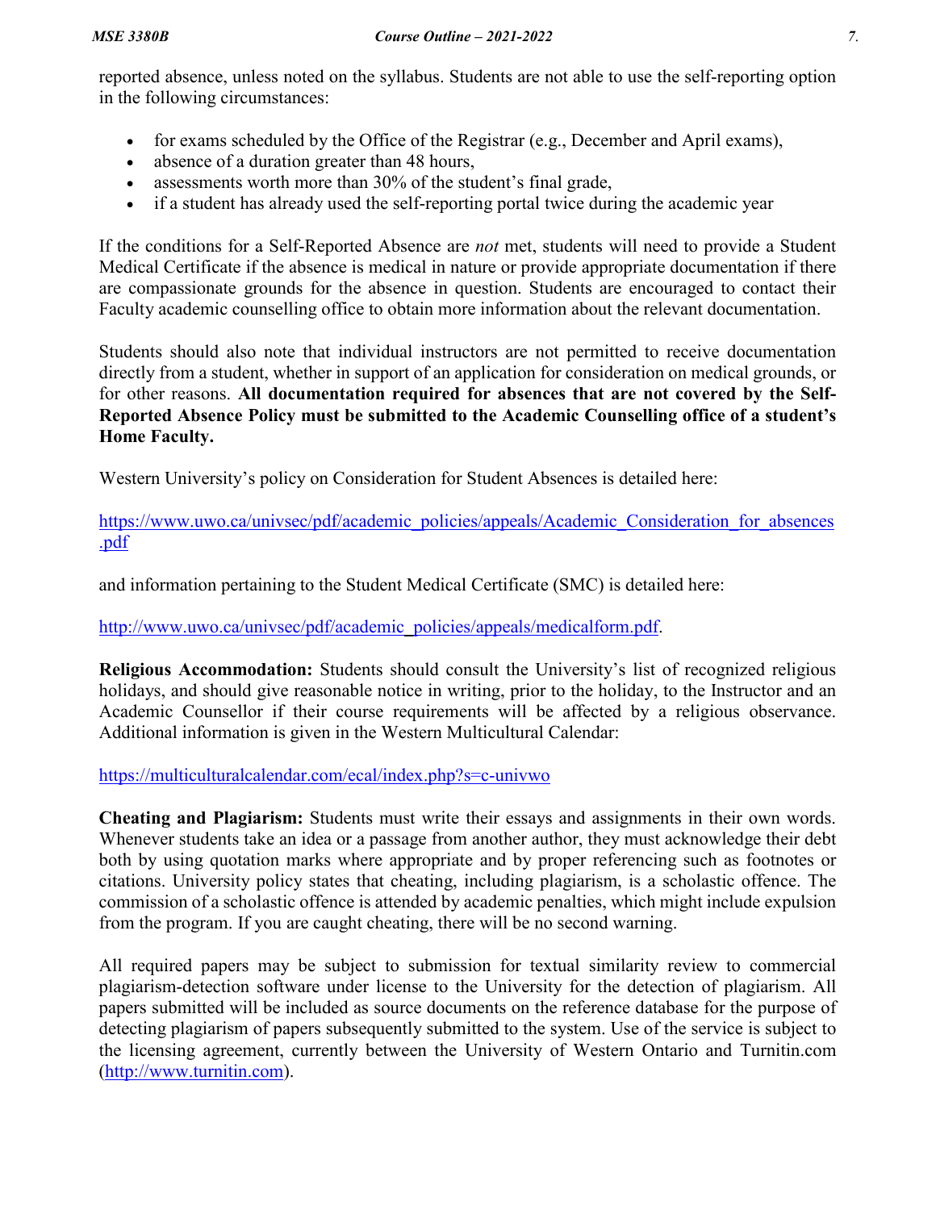reported absence, unless noted on the syllabus. Students are not able to use the self-reporting option in the following circumstances:

- for exams scheduled by the Office of the Registrar (e.g., December and April exams),
- absence of a duration greater than 48 hours,
- assessments worth more than 30% of the student's final grade,
- if a student has already used the self-reporting portal twice during the academic year

If the conditions for a Self-Reported Absence are *not* met, students will need to provide a Student Medical Certificate if the absence is medical in nature or provide appropriate documentation if there are compassionate grounds for the absence in question. Students are encouraged to contact their Faculty academic counselling office to obtain more information about the relevant documentation.

Students should also note that individual instructors are not permitted to receive documentation directly from a student, whether in support of an application for consideration on medical grounds, or for other reasons. **All documentation required for absences that are not covered by the Self-Reported Absence Policy must be submitted to the Academic Counselling office of a student's Home Faculty.**

Western University's policy on Consideration for Student Absences is detailed here:

https://www.uwo.ca/univsec/pdf/academic_policies/appeals/Academic_Consideration_for_absences.pdf

and information pertaining to the Student Medical Certificate (SMC) is detailed here:

http://www.uwo.ca/univsec/pdf/academic_policies/appeals/medicalform.pdf.

**Religious Accommodation:** Students should consult the University's list of recognized religious holidays, and should give reasonable notice in writing, prior to the holiday, to the Instructor and an Academic Counsellor if their course requirements will be affected by a religious observance. Additional information is given in the Western Multicultural Calendar:

https://multiculturalcalendar.com/ecal/index.php?s=c-univwo

**Cheating and Plagiarism:** Students must write their essays and assignments in their own words. Whenever students take an idea or a passage from another author, they must acknowledge their debt both by using quotation marks where appropriate and by proper referencing such as footnotes or citations. University policy states that cheating, including plagiarism, is a scholastic offence. The commission of a scholastic offence is attended by academic penalties, which might include expulsion from the program. If you are caught cheating, there will be no second warning.

All required papers may be subject to submission for textual similarity review to commercial plagiarism-detection software under license to the University for the detection of plagiarism. All papers submitted will be included as source documents on the reference database for the purpose of detecting plagiarism of papers subsequently submitted to the system. Use of the service is subject to the licensing agreement, currently between the University of Western Ontario and Turnitin.com (http://www.turnitin.com).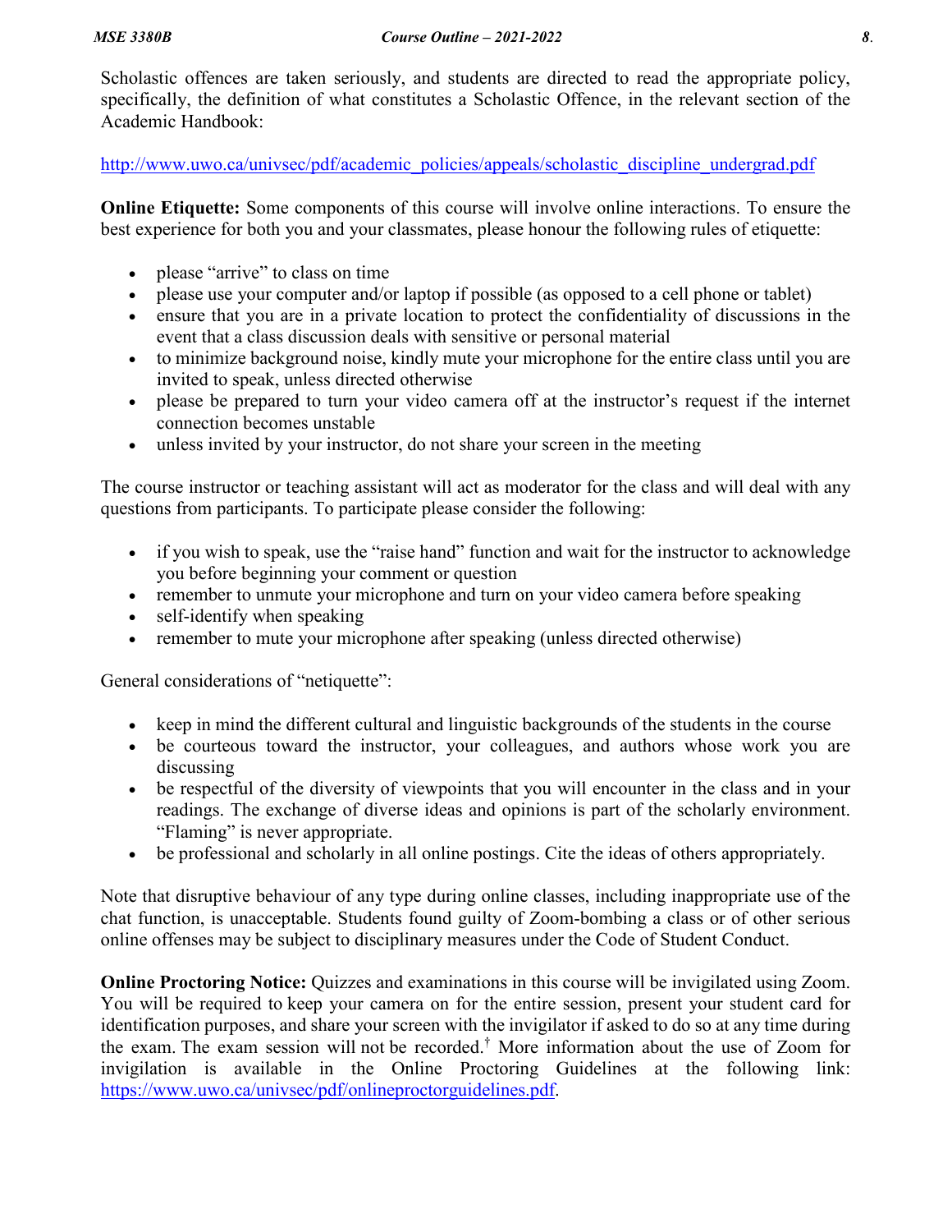Scholastic offences are taken seriously, and students are directed to read the appropriate policy, specifically, the definition of what constitutes a Scholastic Offence, in the relevant section of the Academic Handbook:

http://www.uwo.ca/univsec/pdf/academic_policies/appeals/scholastic_discipline_undergrad.pdf

**Online Etiquette:** Some components of this course will involve online interactions. To ensure the best experience for both you and your classmates, please honour the following rules of etiquette:

- please "arrive" to class on time
- please use your computer and/or laptop if possible (as opposed to a cell phone or tablet)
- ensure that you are in a private location to protect the confidentiality of discussions in the event that a class discussion deals with sensitive or personal material
- to minimize background noise, kindly mute your microphone for the entire class until you are invited to speak, unless directed otherwise
- please be prepared to turn your video camera off at the instructor's request if the internet connection becomes unstable
- unless invited by your instructor, do not share your screen in the meeting

The course instructor or teaching assistant will act as moderator for the class and will deal with any questions from participants. To participate please consider the following:

- if you wish to speak, use the "raise hand" function and wait for the instructor to acknowledge you before beginning your comment or question
- remember to unmute your microphone and turn on your video camera before speaking
- self-identify when speaking
- remember to mute your microphone after speaking (unless directed otherwise)

General considerations of "netiquette":

- keep in mind the different cultural and linguistic backgrounds of the students in the course
- be courteous toward the instructor, your colleagues, and authors whose work you are discussing
- be respectful of the diversity of viewpoints that you will encounter in the class and in your readings. The exchange of diverse ideas and opinions is part of the scholarly environment. "Flaming" is never appropriate.
- be professional and scholarly in all online postings. Cite the ideas of others appropriately.

Note that disruptive behaviour of any type during online classes, including inappropriate use of the chat function, is unacceptable. Students found guilty of Zoom-bombing a class or of other serious online offenses may be subject to disciplinary measures under the Code of Student Conduct.

**Online Proctoring Notice:** Quizzes and examinations in this course will be invigilated using Zoom. You will be required to keep your camera on for the entire session, present your student card for identification purposes, and share your screen with the invigilator if asked to do so at any time during the exam. The exam session will not be recorded.[†] More information about the use of Zoom for invigilation is available in the Online Proctoring Guidelines at the following link: https://www.uwo.ca/univsec/pdf/onlineproctorguidelines.pdf.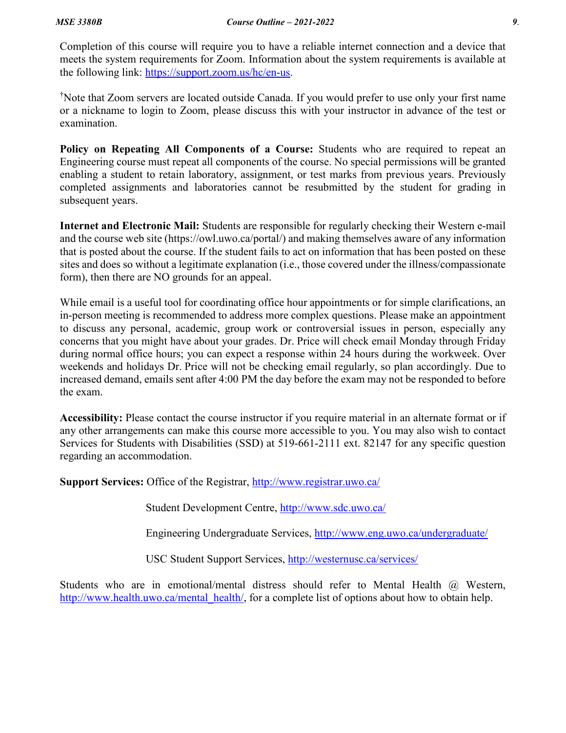Completion of this course will require you to have a reliable internet connection and a device that meets the system requirements for Zoom. Information about the system requirements is available at the following link: https://support.zoom.us/hc/en-us.

†Note that Zoom servers are located outside Canada. If you would prefer to use only your first name or a nickname to login to Zoom, please discuss this with your instructor in advance of the test or examination.

**Policy on Repeating All Components of a Course:** Students who are required to repeat an Engineering course must repeat all components of the course. No special permissions will be granted enabling a student to retain laboratory, assignment, or test marks from previous years. Previously completed assignments and laboratories cannot be resubmitted by the student for grading in subsequent years.

**Internet and Electronic Mail:** Students are responsible for regularly checking their Western e-mail and the course web site (https://owl.uwo.ca/portal/) and making themselves aware of any information that is posted about the course. If the student fails to act on information that has been posted on these sites and does so without a legitimate explanation (i.e., those covered under the illness/compassionate form), then there are NO grounds for an appeal.

While email is a useful tool for coordinating office hour appointments or for simple clarifications, an in-person meeting is recommended to address more complex questions. Please make an appointment to discuss any personal, academic, group work or controversial issues in person, especially any concerns that you might have about your grades. Dr. Price will check email Monday through Friday during normal office hours; you can expect a response within 24 hours during the workweek. Over weekends and holidays Dr. Price will not be checking email regularly, so plan accordingly. Due to increased demand, emails sent after 4:00 PM the day before the exam may not be responded to before the exam.

**Accessibility:** Please contact the course instructor if you require material in an alternate format or if any other arrangements can make this course more accessible to you. You may also wish to contact Services for Students with Disabilities (SSD) at 519-661-2111 ext. 82147 for any specific question regarding an accommodation.

**Support Services:** Office of the Registrar, http://www.registrar.uwo.ca/

Student Development Centre, http://www.sdc.uwo.ca/

Engineering Undergraduate Services, http://www.eng.uwo.ca/undergraduate/

USC Student Support Services, http://westernusc.ca/services/

Students who are in emotional/mental distress should refer to Mental Health @ Western, http://www.health.uwo.ca/mental_health/, for a complete list of options about how to obtain help.